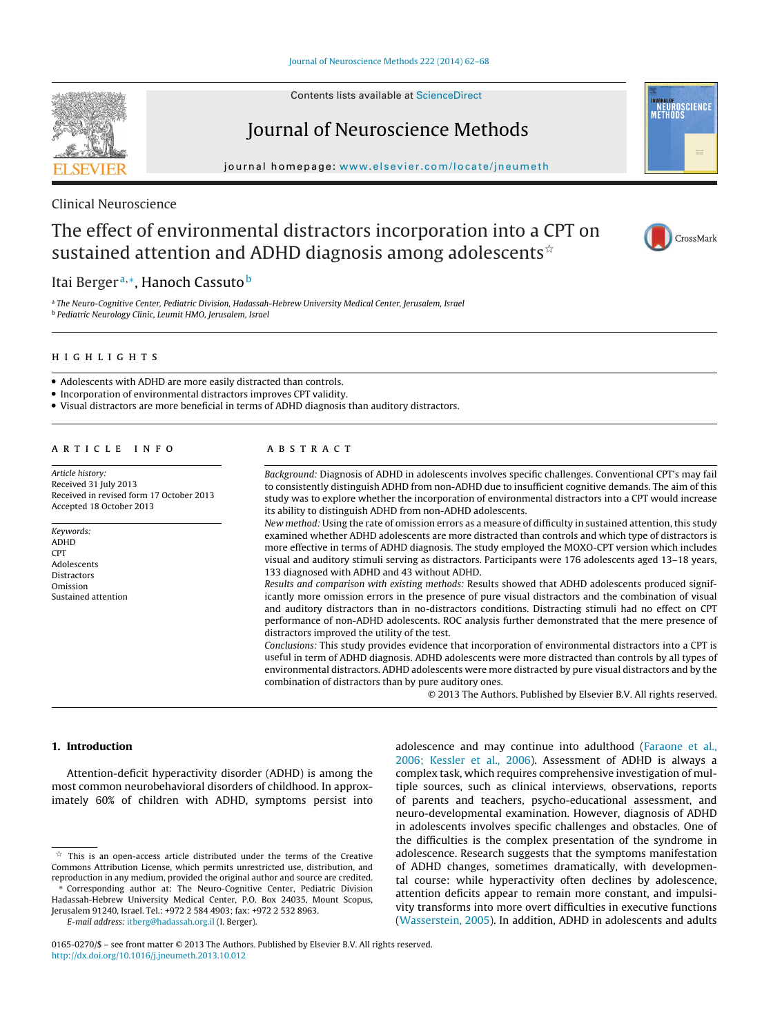Clinical Neuroscience

# The effect of environmental distractors incorporation into a CPT on sustained attention and ADHD diagnosis among adolescents☆

Itai Berger[a,*], Hanoch Cassuto[b]

[a] The Neuro-Cognitive Center, Pediatric Division, Hadassah-Hebrew University Medical Center, Jerusalem, Israel
[b] Pediatric Neurology Clinic, Leumit HMO, Jerusalem, Israel

## HIGHLIGHTS

- Adolescents with ADHD are more easily distracted than controls.
- Incorporation of environmental distractors improves CPT validity.
- Visual distractors are more beneficial in terms of ADHD diagnosis than auditory distractors.

## ARTICLE INFO

*Article history:*
Received 31 July 2013
Received in revised form 17 October 2013
Accepted 18 October 2013

*Keywords:*
ADHD
CPT
Adolescents
Distractors
Omission
Sustained attention

## ABSTRACT

*Background:* Diagnosis of ADHD in adolescents involves specific challenges. Conventional CPT's may fail to consistently distinguish ADHD from non-ADHD due to insufficient cognitive demands. The aim of this study was to explore whether the incorporation of environmental distractors into a CPT would increase its ability to distinguish ADHD from non-ADHD adolescents.

*New method:* Using the rate of omission errors as a measure of difficulty in sustained attention, this study examined whether ADHD adolescents are more distracted than controls and which type of distractors is more effective in terms of ADHD diagnosis. The study employed the MOXO-CPT version which includes visual and auditory stimuli serving as distractors. Participants were 176 adolescents aged 13–18 years, 133 diagnosed with ADHD and 43 without ADHD.

*Results and comparison with existing methods:* Results showed that ADHD adolescents produced significantly more omission errors in the presence of pure visual distractors and the combination of visual and auditory distractors than in no-distractors conditions. Distracting stimuli had no effect on CPT performance of non-ADHD adolescents. ROC analysis further demonstrated that the mere presence of distractors improved the utility of the test.

*Conclusions:* This study provides evidence that incorporation of environmental distractors into a CPT is useful in term of ADHD diagnosis. ADHD adolescents were more distracted than controls by all types of environmental distractors. ADHD adolescents were more distracted by pure visual distractors and by the combination of distractors than by pure auditory ones.

© 2013 The Authors. Published by Elsevier B.V. All rights reserved.

## 1. Introduction

Attention-deficit hyperactivity disorder (ADHD) is among the most common neurobehavioral disorders of childhood. In approximately 60% of children with ADHD, symptoms persist into adolescence and may continue into adulthood (Faraone et al., 2006; Kessler et al., 2006). Assessment of ADHD is always a complex task, which requires comprehensive investigation of multiple sources, such as clinical interviews, observations, reports of parents and teachers, psycho-educational assessment, and neuro-developmental examination. However, diagnosis of ADHD in adolescents involves specific challenges and obstacles. One of the difficulties is the complex presentation of the syndrome in adolescence. Research suggests that the symptoms manifestation of ADHD changes, sometimes dramatically, with developmental course: while hyperactivity often declines by adolescence, attention deficits appear to remain more constant, and impulsivity transforms into more overt difficulties in executive functions (Wasserstein, 2005). In addition, ADHD in adolescents and adults

☆ This is an open-access article distributed under the terms of the Creative Commons Attribution License, which permits unrestricted use, distribution, and reproduction in any medium, provided the original author and source are credited.

\* Corresponding author at: The Neuro-Cognitive Center, Pediatric Division Hadassah-Hebrew University Medical Center, P.O. Box 24035, Mount Scopus, Jerusalem 91240, Israel. Tel.: +972 2 584 4903; fax: +972 2 532 8963.
*E-mail address:* itberg@hadassah.org.il (I. Berger).

0165-0270/$ – see front matter © 2013 The Authors. Published by Elsevier B.V. All rights reserved.
http://dx.doi.org/10.1016/j.jneumeth.2013.10.012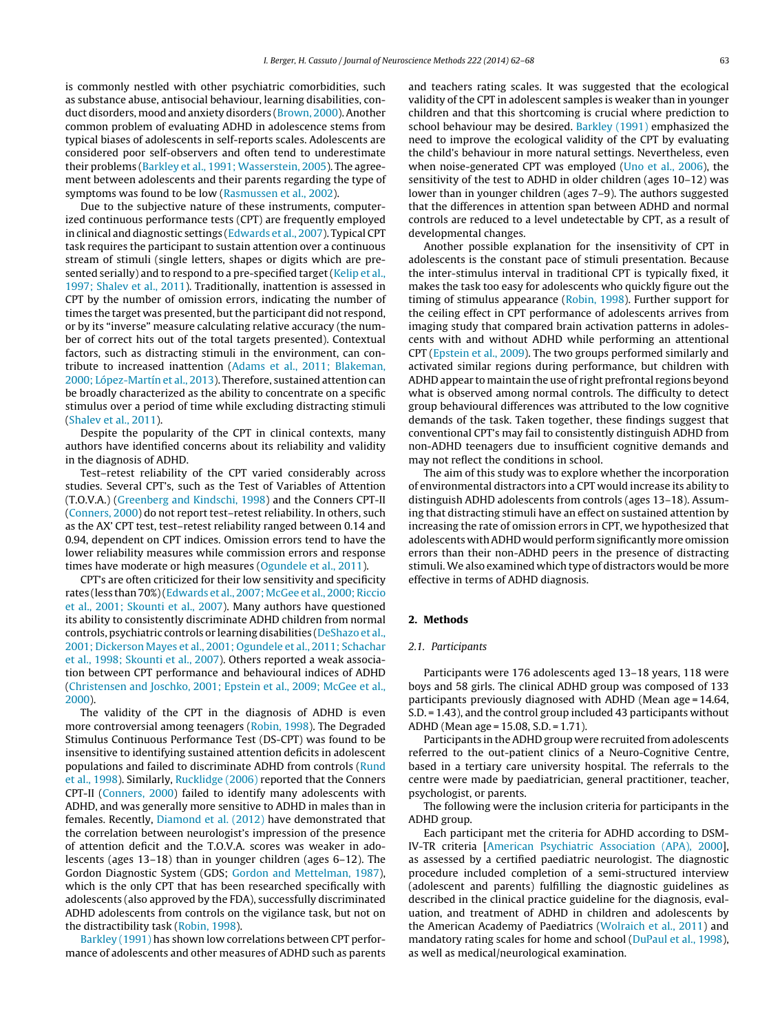is commonly nestled with other psychiatric comorbidities, such as substance abuse, antisocial behaviour, learning disabilities, conduct disorders, mood and anxiety disorders (Brown, 2000). Another common problem of evaluating ADHD in adolescence stems from typical biases of adolescents in self-reports scales. Adolescents are considered poor self-observers and often tend to underestimate their problems (Barkley et al., 1991; Wasserstein, 2005). The agreement between adolescents and their parents regarding the type of symptoms was found to be low (Rasmussen et al., 2002).

Due to the subjective nature of these instruments, computerized continuous performance tests (CPT) are frequently employed in clinical and diagnostic settings (Edwards et al., 2007). Typical CPT task requires the participant to sustain attention over a continuous stream of stimuli (single letters, shapes or digits which are presented serially) and to respond to a pre-specified target (Kelip et al., 1997; Shalev et al., 2011). Traditionally, inattention is assessed in CPT by the number of omission errors, indicating the number of times the target was presented, but the participant did not respond, or by its "inverse" measure calculating relative accuracy (the number of correct hits out of the total targets presented). Contextual factors, such as distracting stimuli in the environment, can contribute to increased inattention (Adams et al., 2011; Blakeman, 2000; López-Martín et al., 2013). Therefore, sustained attention can be broadly characterized as the ability to concentrate on a specific stimulus over a period of time while excluding distracting stimuli (Shalev et al., 2011).

Despite the popularity of the CPT in clinical contexts, many authors have identified concerns about its reliability and validity in the diagnosis of ADHD.

Test–retest reliability of the CPT varied considerably across studies. Several CPT's, such as the Test of Variables of Attention (T.O.V.A.) (Greenberg and Kindschi, 1998) and the Conners CPT-II (Conners, 2000) do not report test–retest reliability. In others, such as the AX' CPT test, test–retest reliability ranged between 0.14 and 0.94, dependent on CPT indices. Omission errors tend to have the lower reliability measures while commission errors and response times have moderate or high measures (Ogundele et al., 2011).

CPT's are often criticized for their low sensitivity and specificity rates (less than 70%) (Edwards et al., 2007; McGee et al., 2000; Riccio et al., 2001; Skounti et al., 2007). Many authors have questioned its ability to consistently discriminate ADHD children from normal controls, psychiatric controls or learning disabilities (DeShazo et al., 2001; Dickerson Mayes et al., 2001; Ogundele et al., 2011; Schachar et al., 1998; Skounti et al., 2007). Others reported a weak association between CPT performance and behavioural indices of ADHD (Christensen and Joschko, 2001; Epstein et al., 2009; McGee et al., 2000).

The validity of the CPT in the diagnosis of ADHD is even more controversial among teenagers (Robin, 1998). The Degraded Stimulus Continuous Performance Test (DS-CPT) was found to be insensitive to identifying sustained attention deficits in adolescent populations and failed to discriminate ADHD from controls (Rund et al., 1998). Similarly, Rucklidge (2006) reported that the Conners CPT-II (Conners, 2000) failed to identify many adolescents with ADHD, and was generally more sensitive to ADHD in males than in females. Recently, Diamond et al. (2012) have demonstrated that the correlation between neurologist's impression of the presence of attention deficit and the T.O.V.A. scores was weaker in adolescents (ages 13–18) than in younger children (ages 6–12). The Gordon Diagnostic System (GDS; Gordon and Mettelman, 1987), which is the only CPT that has been researched specifically with adolescents (also approved by the FDA), successfully discriminated ADHD adolescents from controls on the vigilance task, but not on the distractibility task (Robin, 1998).

Barkley (1991) has shown low correlations between CPT performance of adolescents and other measures of ADHD such as parents and teachers rating scales. It was suggested that the ecological validity of the CPT in adolescent samples is weaker than in younger children and that this shortcoming is crucial where prediction to school behaviour may be desired. Barkley (1991) emphasized the need to improve the ecological validity of the CPT by evaluating the child's behaviour in more natural settings. Nevertheless, even when noise-generated CPT was employed (Uno et al., 2006), the sensitivity of the test to ADHD in older children (ages 10–12) was lower than in younger children (ages 7–9). The authors suggested that the differences in attention span between ADHD and normal controls are reduced to a level undetectable by CPT, as a result of developmental changes.

Another possible explanation for the insensitivity of CPT in adolescents is the constant pace of stimuli presentation. Because the inter-stimulus interval in traditional CPT is typically fixed, it makes the task too easy for adolescents who quickly figure out the timing of stimulus appearance (Robin, 1998). Further support for the ceiling effect in CPT performance of adolescents arrives from imaging study that compared brain activation patterns in adolescents with and without ADHD while performing an attentional CPT (Epstein et al., 2009). The two groups performed similarly and activated similar regions during performance, but children with ADHD appear to maintain the use of right prefrontal regions beyond what is observed among normal controls. The difficulty to detect group behavioural differences was attributed to the low cognitive demands of the task. Taken together, these findings suggest that conventional CPT's may fail to consistently distinguish ADHD from non-ADHD teenagers due to insufficient cognitive demands and may not reflect the conditions in school.

The aim of this study was to explore whether the incorporation of environmental distractors into a CPT would increase its ability to distinguish ADHD adolescents from controls (ages 13–18). Assuming that distracting stimuli have an effect on sustained attention by increasing the rate of omission errors in CPT, we hypothesized that adolescents with ADHD would perform significantly more omission errors than their non-ADHD peers in the presence of distracting stimuli. We also examined which type of distractors would be more effective in terms of ADHD diagnosis.

## 2. Methods

### 2.1. Participants

Participants were 176 adolescents aged 13–18 years, 118 were boys and 58 girls. The clinical ADHD group was composed of 133 participants previously diagnosed with ADHD (Mean age = 14.64, S.D. = 1.43), and the control group included 43 participants without ADHD (Mean age = 15.08, S.D. = 1.71).

Participants in the ADHD group were recruited from adolescents referred to the out-patient clinics of a Neuro-Cognitive Centre, based in a tertiary care university hospital. The referrals to the centre were made by paediatrician, general practitioner, teacher, psychologist, or parents.

The following were the inclusion criteria for participants in the ADHD group.

Each participant met the criteria for ADHD according to DSM-IV-TR criteria [American Psychiatric Association (APA), 2000], as assessed by a certified paediatric neurologist. The diagnostic procedure included completion of a semi-structured interview (adolescent and parents) fulfilling the diagnostic guidelines as described in the clinical practice guideline for the diagnosis, evaluation, and treatment of ADHD in children and adolescents by the American Academy of Paediatrics (Wolraich et al., 2011) and mandatory rating scales for home and school (DuPaul et al., 1998), as well as medical/neurological examination.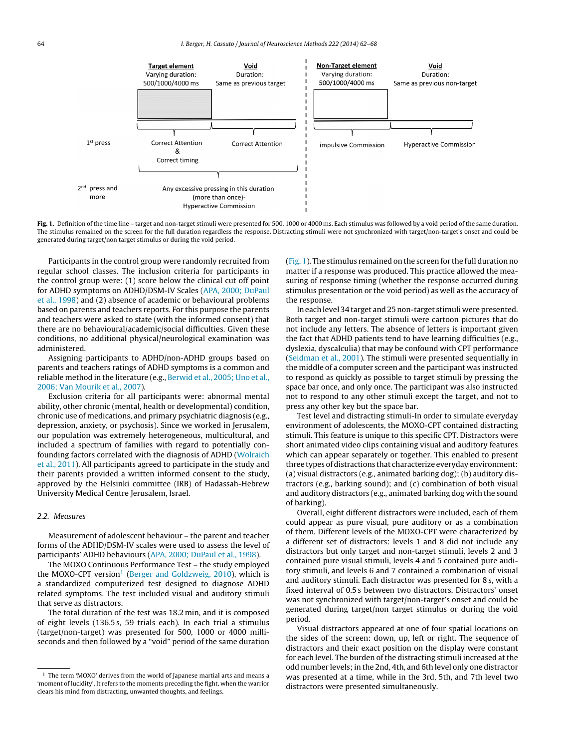Fig. 1. Definition of the time line – target and non-target stimuli were presented for 500, 1000 or 4000 ms. Each stimulus was followed by a void period of the same duration. The stimulus remained on the screen for the full duration regardless the response. Distracting stimuli were not synchronized with target/non-target's onset and could be generated during target/non target stimulus or during the void period.

Participants in the control group were randomly recruited from regular school classes. The inclusion criteria for participants in the control group were: (1) score below the clinical cut off point for ADHD symptoms on ADHD/DSM-IV Scales (APA, 2000; DuPaul et al., 1998) and (2) absence of academic or behavioural problems based on parents and teachers reports. For this purpose the parents and teachers were asked to state (with the informed consent) that there are no behavioural/academic/social difficulties. Given these conditions, no additional physical/neurological examination was administered.

Assigning participants to ADHD/non-ADHD groups based on parents and teachers ratings of ADHD symptoms is a common and reliable method in the literature (e.g., Berwid et al., 2005; Uno et al., 2006; Van Mourik et al., 2007).

Exclusion criteria for all participants were: abnormal mental ability, other chronic (mental, health or developmental) condition, chronic use of medications, and primary psychiatric diagnosis (e.g., depression, anxiety, or psychosis). Since we worked in Jerusalem, our population was extremely heterogeneous, multicultural, and included a spectrum of families with regard to potentially confounding factors correlated with the diagnosis of ADHD (Wolraich et al., 2011). All participants agreed to participate in the study and their parents provided a written informed consent to the study, approved by the Helsinki committee (IRB) of Hadassah-Hebrew University Medical Centre Jerusalem, Israel.

### 2.2. Measures

Measurement of adolescent behaviour – the parent and teacher forms of the ADHD/DSM-IV scales were used to assess the level of participants' ADHD behaviours (APA, 2000; DuPaul et al., 1998).

The MOXO Continuous Performance Test – the study employed the MOXO-CPT version[1] (Berger and Goldzweig, 2010), which is a standardized computerized test designed to diagnose ADHD related symptoms. The test included visual and auditory stimuli that serve as distractors.

The total duration of the test was 18.2 min, and it is composed of eight levels (136.5 s, 59 trials each). In each trial a stimulus (target/non-target) was presented for 500, 1000 or 4000 milliseconds and then followed by a "void" period of the same duration (Fig. 1). The stimulus remained on the screen for the full duration no matter if a response was produced. This practice allowed the measuring of response timing (whether the response occurred during stimulus presentation or the void period) as well as the accuracy of the response.

In each level 34 target and 25 non-target stimuli were presented. Both target and non-target stimuli were cartoon pictures that do not include any letters. The absence of letters is important given the fact that ADHD patients tend to have learning difficulties (e.g., dyslexia, dyscalculia) that may be confound with CPT performance (Seidman et al., 2001). The stimuli were presented sequentially in the middle of a computer screen and the participant was instructed to respond as quickly as possible to target stimuli by pressing the space bar once, and only once. The participant was also instructed not to respond to any other stimuli except the target, and not to press any other key but the space bar.

Test level and distracting stimuli-In order to simulate everyday environment of adolescents, the MOXO-CPT contained distracting stimuli. This feature is unique to this specific CPT. Distractors were short animated video clips containing visual and auditory features which can appear separately or together. This enabled to present three types of distractions that characterize everyday environment: (a) visual distractors (e.g., animated barking dog); (b) auditory distractors (e.g., barking sound); and (c) combination of both visual and auditory distractors (e.g., animated barking dog with the sound of barking).

Overall, eight different distractors were included, each of them could appear as pure visual, pure auditory or as a combination of them. Different levels of the MOXO-CPT were characterized by a different set of distractors: levels 1 and 8 did not include any distractors but only target and non-target stimuli, levels 2 and 3 contained pure visual stimuli, levels 4 and 5 contained pure auditory stimuli, and levels 6 and 7 contained a combination of visual and auditory stimuli. Each distractor was presented for 8 s, with a fixed interval of 0.5 s between two distractors. Distractors' onset was not synchronized with target/non-target's onset and could be generated during target/non target stimulus or during the void period.

Visual distractors appeared at one of four spatial locations on the sides of the screen: down, up, left or right. The sequence of distractors and their exact position on the display were constant for each level. The burden of the distracting stimuli increased at the odd number levels; in the 2nd, 4th, and 6th level only one distractor was presented at a time, while in the 3rd, 5th, and 7th level two distractors were presented simultaneously.

[1] The term 'MOXO' derives from the world of Japanese martial arts and means a 'moment of lucidity'. It refers to the moments preceding the fight, when the warrior clears his mind from distracting, unwanted thoughts, and feelings.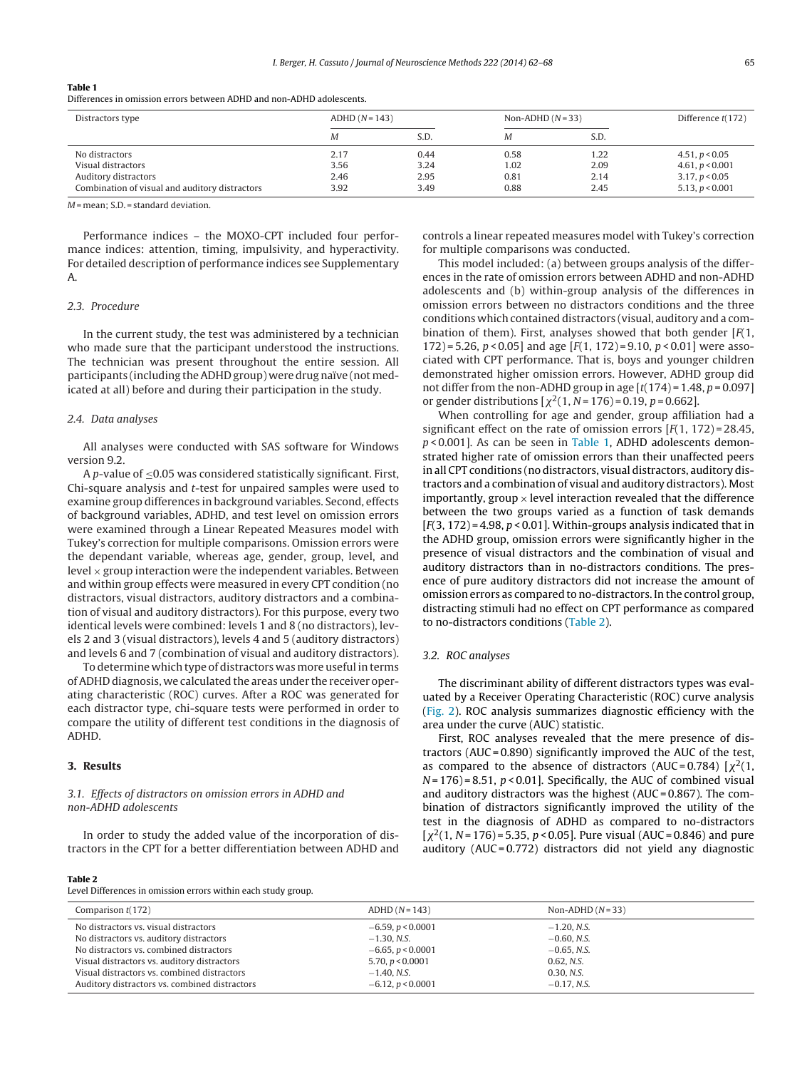**Table 1**
Differences in omission errors between ADHD and non-ADHD adolescents.

| Distractors type | ADHD (N = 143) | | Non-ADHD (N = 33) | | Difference t(172) |
|---|---|---|---|---|---|
| | M | S.D. | M | S.D. | |
| No distractors | 2.17 | 0.44 | 0.58 | 1.22 | 4.51, $p < 0.05$ |
| Visual distractors | 3.56 | 3.24 | 1.02 | 2.09 | 4.61, $p < 0.001$ |
| Auditory distractors | 2.46 | 2.95 | 0.81 | 2.14 | 3.17, $p < 0.05$ |
| Combination of visual and auditory distractors | 3.92 | 3.49 | 0.88 | 2.45 | 5.13, $p < 0.001$ |

M = mean; S.D. = standard deviation.

Performance indices – the MOXO-CPT included four performance indices: attention, timing, impulsivity, and hyperactivity. For detailed description of performance indices see Supplementary A.

### 2.3. Procedure

In the current study, the test was administered by a technician who made sure that the participant understood the instructions. The technician was present throughout the entire session. All participants (including the ADHD group) were drug naïve (not medicated at all) before and during their participation in the study.

### 2.4. Data analyses

All analyses were conducted with SAS software for Windows version 9.2.

A p-value of ≤0.05 was considered statistically significant. First, Chi-square analysis and t-test for unpaired samples were used to examine group differences in background variables. Second, effects of background variables, ADHD, and test level on omission errors were examined through a Linear Repeated Measures model with Tukey's correction for multiple comparisons. Omission errors were the dependant variable, whereas age, gender, group, level, and level × group interaction were the independent variables. Between and within group effects were measured in every CPT condition (no distractors, visual distractors, auditory distractors and a combination of visual and auditory distractors). For this purpose, every two identical levels were combined: levels 1 and 8 (no distractors), levels 2 and 3 (visual distractors), levels 4 and 5 (auditory distractors) and levels 6 and 7 (combination of visual and auditory distractors).

To determine which type of distractors was more useful in terms of ADHD diagnosis, we calculated the areas under the receiver operating characteristic (ROC) curves. After a ROC was generated for each distractor type, chi-square tests were performed in order to compare the utility of different test conditions in the diagnosis of ADHD.

## 3. Results

### 3.1. Effects of distractors on omission errors in ADHD and non-ADHD adolescents

In order to study the added value of the incorporation of distractors in the CPT for a better differentiation between ADHD and controls a linear repeated measures model with Tukey's correction for multiple comparisons was conducted.

This model included: (a) between groups analysis of the differences in the rate of omission errors between ADHD and non-ADHD adolescents and (b) within-group analysis of the differences in omission errors between no distractors condition and the three conditions which contained distractors (visual, auditory and a combination of them). First, analyses showed that both gender [$F(1, 172) = 5.26$, $p < 0.05$] and age [$F(1, 172) = 9.10$, $p < 0.01$] were associated with CPT performance. That is, boys and younger children demonstrated higher omission errors. However, ADHD group did not differ from the non-ADHD group in age [$t(174) = 1.48$, $p = 0.097$] or gender distributions [$\chi^2(1, N = 176) = 0.19$, $p = 0.662$].

When controlling for age and gender, group affiliation had a significant effect on the rate of omission errors [$F(1, 172) = 28.45$, $p < 0.001$]. As can be seen in Table 1, ADHD adolescents demonstrated higher rate of omission errors than their unaffected peers in all CPT conditions (no distractors, visual distractors, auditory distractors and a combination of visual and auditory distractors). Most importantly, group × level interaction revealed that the difference between the two groups varied as a function of task demands [$F(3, 172) = 4.98$, $p < 0.01$]. Within-groups analysis indicated that in the ADHD group, omission errors were significantly higher in the presence of visual distractors and the combination of visual and auditory distractors than in no-distractors conditions. The presence of pure auditory distractors did not increase the amount of omission errors as compared to no-distractors. In the control group, distracting stimuli had no effect on CPT performance as compared to no-distractors conditions (Table 2).

### 3.2. ROC analyses

The discriminant ability of different distractors types was evaluated by a Receiver Operating Characteristic (ROC) curve analysis (Fig. 2). ROC analysis summarizes diagnostic efficiency with the area under the curve (AUC) statistic.

First, ROC analyses revealed that the mere presence of distractors (AUC = 0.890) significantly improved the AUC of the test, as compared to the absence of distractors (AUC = 0.784) [$\chi^2(1, N = 176) = 8.51$, $p < 0.01$]. Specifically, the AUC of combined visual and auditory distractors was the highest (AUC = 0.867). The combination of distractors significantly improved the utility of the test in the diagnosis of ADHD as compared to no-distractors [$\chi^2(1, N = 176) = 5.35$, $p < 0.05$]. Pure visual (AUC = 0.846) and pure auditory (AUC = 0.772) distractors did not yield any diagnostic

**Table 2**
Level Differences in omission errors within each study group.

| Comparison t(172) | ADHD (N = 143) | Non-ADHD (N = 33) |
|---|---|---|
| No distractors vs. visual distractors | −6.59, $p < 0.0001$ | −1.20, N.S. |
| No distractors vs. auditory distractors | −1.30, N.S. | −0.60, N.S. |
| No distractors vs. combined distractors | −6.65, $p < 0.0001$ | −0.65, N.S. |
| Visual distractors vs. auditory distractors | 5.70, $p < 0.0001$ | 0.62, N.S. |
| Visual distractors vs. combined distractors | −1.40, N.S. | 0.30, N.S. |
| Auditory distractors vs. combined distractors | −6.12, $p < 0.0001$ | −0.17, N.S. |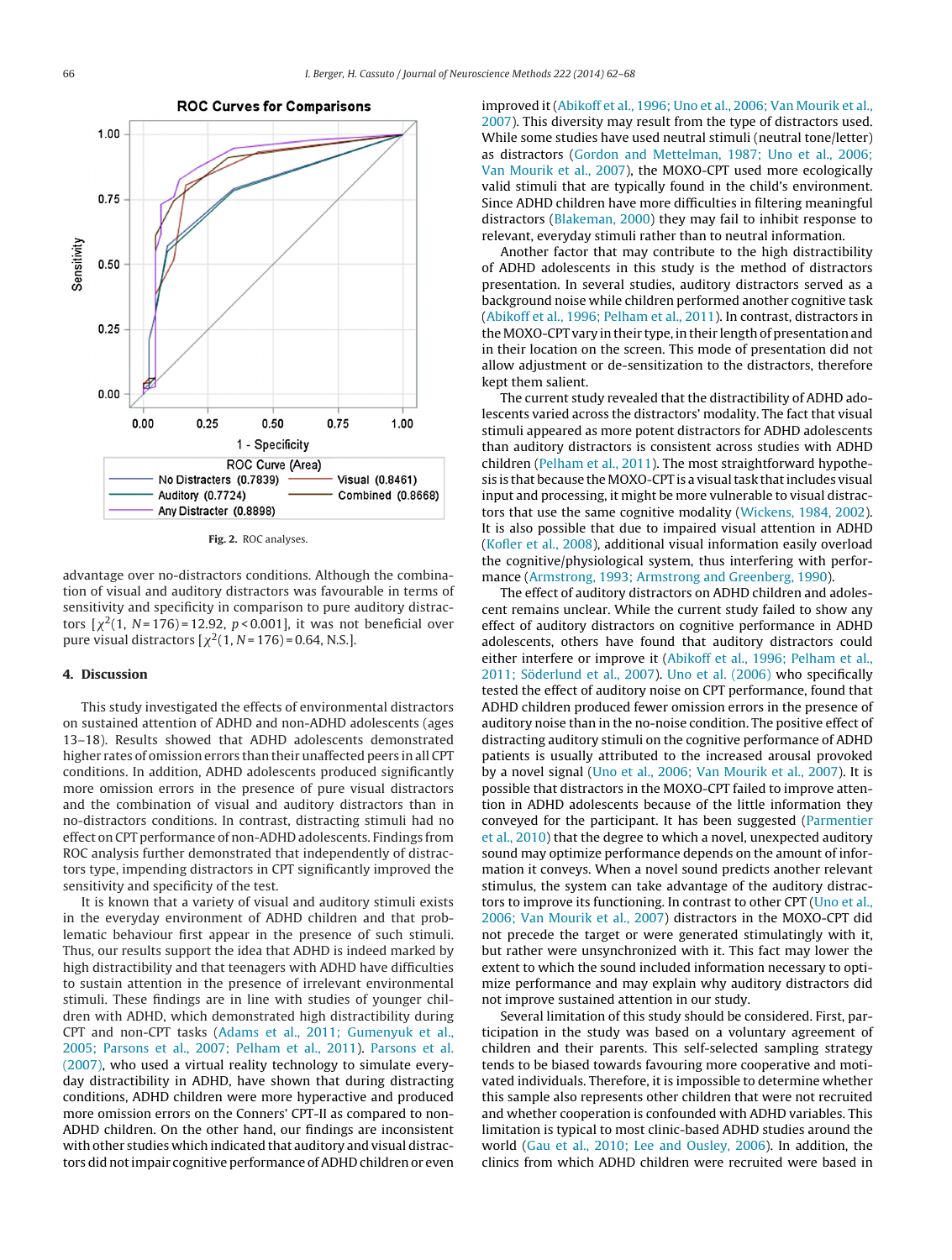Fig. 2. ROC analyses.

advantage over no-distractors conditions. Although the combination of visual and auditory distractors was favourable in terms of sensitivity and specificity in comparison to pure auditory distractors [$\chi^2(1, N = 176) = 12.92$, $p < 0.001$], it was not beneficial over pure visual distractors [$\chi^2(1, N = 176) = 0.64$, N.S.].

## 4. Discussion

This study investigated the effects of environmental distractors on sustained attention of ADHD and non-ADHD adolescents (ages 13–18). Results showed that ADHD adolescents demonstrated higher rates of omission errors than their unaffected peers in all CPT conditions. In addition, ADHD adolescents produced significantly more omission errors in the presence of pure visual distractors and the combination of visual and auditory distractors than in no-distractors conditions. In contrast, distracting stimuli had no effect on CPT performance of non-ADHD adolescents. Findings from ROC analysis further demonstrated that independently of distractors type, impending distractors in CPT significantly improved the sensitivity and specificity of the test.

It is known that a variety of visual and auditory stimuli exists in the everyday environment of ADHD children and that problematic behaviour first appear in the presence of such stimuli. Thus, our results support the idea that ADHD is indeed marked by high distractibility and that teenagers with ADHD have difficulties to sustain attention in the presence of irrelevant environmental stimuli. These findings are in line with studies of younger children with ADHD, which demonstrated high distractibility during CPT and non-CPT tasks (Adams et al., 2011; Gumenyuk et al., 2005; Parsons et al., 2007; Pelham et al., 2011). Parsons et al. (2007), who used a virtual reality technology to simulate everyday distractibility in ADHD, have shown that during distracting conditions, ADHD children were more hyperactive and produced more omission errors on the Conners' CPT-II as compared to non-ADHD children. On the other hand, our findings are inconsistent with other studies which indicated that auditory and visual distractors did not impair cognitive performance of ADHD children or even improved it (Abikoff et al., 1996; Uno et al., 2006; Van Mourik et al., 2007). This diversity may result from the type of distractors used. While some studies have used neutral stimuli (neutral tone/letter) as distractors (Gordon and Mettelman, 1987; Uno et al., 2006; Van Mourik et al., 2007), the MOXO-CPT used more ecologically valid stimuli that are typically found in the child's environment. Since ADHD children have more difficulties in filtering meaningful distractors (Blakeman, 2000) they may fail to inhibit response to relevant, everyday stimuli rather than to neutral information.

Another factor that may contribute to the high distractibility of ADHD adolescents in this study is the method of distractors presentation. In several studies, auditory distractors served as a background noise while children performed another cognitive task (Abikoff et al., 1996; Pelham et al., 2011). In contrast, distractors in the MOXO-CPT vary in their type, in their length of presentation and in their location on the screen. This mode of presentation did not allow adjustment or de-sensitization to the distractors, therefore kept them salient.

The current study revealed that the distractibility of ADHD adolescents varied across the distractors' modality. The fact that visual stimuli appeared as more potent distractors for ADHD adolescents than auditory distractors is consistent across studies with ADHD children (Pelham et al., 2011). The most straightforward hypothesis is that because the MOXO-CPT is a visual task that includes visual input and processing, it might be more vulnerable to visual distractors that use the same cognitive modality (Wickens, 1984, 2002). It is also possible that due to impaired visual attention in ADHD (Kofler et al., 2008), additional visual information easily overload the cognitive/physiological system, thus interfering with performance (Armstrong, 1993; Armstrong and Greenberg, 1990).

The effect of auditory distractors on ADHD children and adolescent remains unclear. While the current study failed to show any effect of auditory distractors on cognitive performance in ADHD adolescents, others have found that auditory distractors could either interfere or improve it (Abikoff et al., 1996; Pelham et al., 2011; Söderlund et al., 2007). Uno et al. (2006) who specifically tested the effect of auditory noise on CPT performance, found that ADHD children produced fewer omission errors in the presence of auditory noise than in the no-noise condition. The positive effect of distracting auditory stimuli on the cognitive performance of ADHD patients is usually attributed to the increased arousal provoked by a novel signal (Uno et al., 2006; Van Mourik et al., 2007). It is possible that distractors in the MOXO-CPT failed to improve attention in ADHD adolescents because of the little information they conveyed for the participant. It has been suggested (Parmentier et al., 2010) that the degree to which a novel, unexpected auditory sound may optimize performance depends on the amount of information it conveys. When a novel sound predicts another relevant stimulus, the system can take advantage of the auditory distractors to improve its functioning. In contrast to other CPT (Uno et al., 2006; Van Mourik et al., 2007) distractors in the MOXO-CPT did not precede the target or were generated stimulatingly with it, but rather were unsynchronized with it. This fact may lower the extent to which the sound included information necessary to optimize performance and may explain why auditory distractors did not improve sustained attention in our study.

Several limitation of this study should be considered. First, participation in the study was based on a voluntary agreement of children and their parents. This self-selected sampling strategy tends to be biased towards favouring more cooperative and motivated individuals. Therefore, it is impossible to determine whether this sample also represents other children that were not recruited and whether cooperation is confounded with ADHD variables. This limitation is typical to most clinic-based ADHD studies around the world (Gau et al., 2010; Lee and Ousley, 2006). In addition, the clinics from which ADHD children were recruited were based in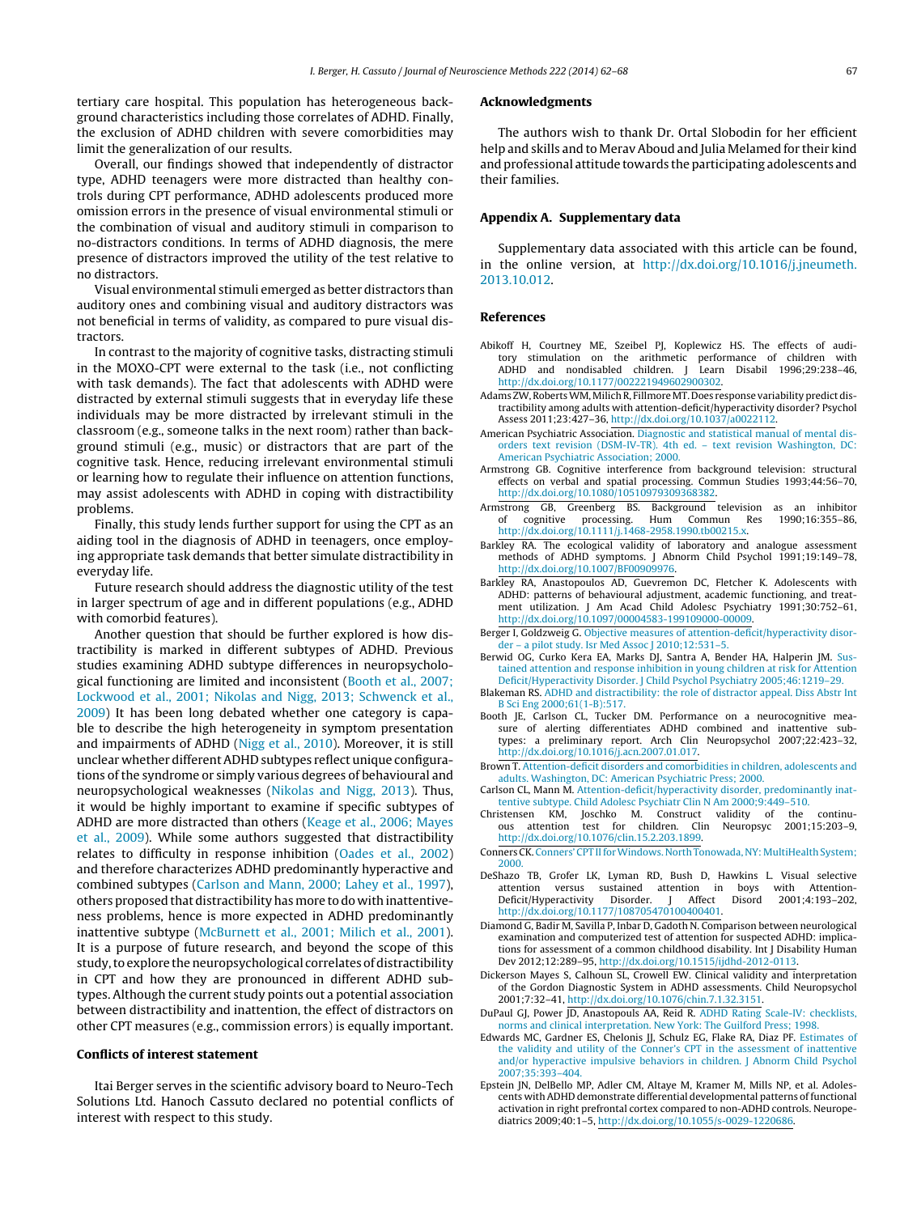tertiary care hospital. This population has heterogeneous background characteristics including those correlates of ADHD. Finally, the exclusion of ADHD children with severe comorbidities may limit the generalization of our results.

Overall, our findings showed that independently of distractor type, ADHD teenagers were more distracted than healthy controls during CPT performance, ADHD adolescents produced more omission errors in the presence of visual environmental stimuli or the combination of visual and auditory stimuli in comparison to no-distractors conditions. In terms of ADHD diagnosis, the mere presence of distractors improved the utility of the test relative to no distractors.

Visual environmental stimuli emerged as better distractors than auditory ones and combining visual and auditory distractors was not beneficial in terms of validity, as compared to pure visual distractors.

In contrast to the majority of cognitive tasks, distracting stimuli in the MOXO-CPT were external to the task (i.e., not conflicting with task demands). The fact that adolescents with ADHD were distracted by external stimuli suggests that in everyday life these individuals may be more distracted by irrelevant stimuli in the classroom (e.g., someone talks in the next room) rather than background stimuli (e.g., music) or distractors that are part of the cognitive task. Hence, reducing irrelevant environmental stimuli or learning how to regulate their influence on attention functions, may assist adolescents with ADHD in coping with distractibility problems.

Finally, this study lends further support for using the CPT as an aiding tool in the diagnosis of ADHD in teenagers, once employing appropriate task demands that better simulate distractibility in everyday life.

Future research should address the diagnostic utility of the test in larger spectrum of age and in different populations (e.g., ADHD with comorbid features).

Another question that should be further explored is how distractibility is marked in different subtypes of ADHD. Previous studies examining ADHD subtype differences in neuropsychological functioning are limited and inconsistent (Booth et al., 2007; Lockwood et al., 2001; Nikolas and Nigg, 2013; Schwenck et al., 2009) It has been long debated whether one category is capable to describe the high heterogeneity in symptom presentation and impairments of ADHD (Nigg et al., 2010). Moreover, it is still unclear whether different ADHD subtypes reflect unique configurations of the syndrome or simply various degrees of behavioural and neuropsychological weaknesses (Nikolas and Nigg, 2013). Thus, it would be highly important to examine if specific subtypes of ADHD are more distracted than others (Keage et al., 2006; Mayes et al., 2009). While some authors suggested that distractibility relates to difficulty in response inhibition (Oades et al., 2002) and therefore characterizes ADHD predominantly hyperactive and combined subtypes (Carlson and Mann, 2000; Lahey et al., 1997), others proposed that distractibility has more to do with inattentiveness problems, hence is more expected in ADHD predominantly inattentive subtype (McBurnett et al., 2001; Milich et al., 2001). It is a purpose of future research, and beyond the scope of this study, to explore the neuropsychological correlates of distractibility in CPT and how they are pronounced in different ADHD subtypes. Although the current study points out a potential association between distractibility and inattention, the effect of distractors on other CPT measures (e.g., commission errors) is equally important.

## Conflicts of interest statement

Itai Berger serves in the scientific advisory board to Neuro-Tech Solutions Ltd. Hanoch Cassuto declared no potential conflicts of interest with respect to this study.

## Acknowledgments

The authors wish to thank Dr. Ortal Slobodin for her efficient help and skills and to Merav Aboud and Julia Melamed for their kind and professional attitude towards the participating adolescents and their families.

## Appendix A. Supplementary data

Supplementary data associated with this article can be found, in the online version, at http://dx.doi.org/10.1016/j.jneumeth.2013.10.012.

## References

Abikoff H, Courtney ME, Szeibel PJ, Koplewicz HS. The effects of auditory stimulation on the arithmetic performance of children with ADHD and nondisabled children. J Learn Disabil 1996;29:238–46, http://dx.doi.org/10.1177/002221949602900302.

Adams ZW, Roberts WM, Milich R, Fillmore MT. Does response variability predict distractibility among adults with attention-deficit/hyperactivity disorder? Psychol Assess 2011;23:427–36, http://dx.doi.org/10.1037/a0022112.

American Psychiatric Association. Diagnostic and statistical manual of mental disorders text revision (DSM-IV-TR). 4th ed. – text revision Washington, DC: American Psychiatric Association; 2000.

Armstrong GB. Cognitive interference from background television: structural effects on verbal and spatial processing. Commun Studies 1993;44:56–70, http://dx.doi.org/10.1080/10510979309368382.

Armstrong GB, Greenberg BS. Background television as an inhibitor of cognitive processing. Hum Commun Res 1990;16:355–86, http://dx.doi.org/10.1111/j.1468-2958.1990.tb00215.x.

Barkley RA. The ecological validity of laboratory and analogue assessment methods of ADHD symptoms. J Abnorm Child Psychol 1991;19:149–78, http://dx.doi.org/10.1007/BF00909976.

Barkley RA, Anastopoulos AD, Guevremon DC, Fletcher K. Adolescents with ADHD: patterns of behavioural adjustment, academic functioning, and treatment utilization. J Am Acad Child Adolesc Psychiatry 1991;30:752–61, http://dx.doi.org/10.1097/00004583-199109000-00009.

Berger I, Goldzweig G. Objective measures of attention-deficit/hyperactivity disorder – a pilot study. Isr Med Assoc J 2010;12:531–5.

Berwid OG, Curko Kera EA, Marks DJ, Santra A, Bender HA, Halperin JM. Sustained attention and response inhibition in young children at risk for Attention Deficit/Hyperactivity Disorder. J Child Psychol Psychiatry 2005;46:1219–29.

Blakeman RS. ADHD and distractibility: the role of distractor appeal. Diss Abstr Int B Sci Eng 2000;61(1-B):517.

Booth JE, Carlson CL, Tucker DM. Performance on a neurocognitive measure of alerting differentiates ADHD combined and inattentive subtypes: a preliminary report. Arch Clin Neuropsychol 2007;22:423–32, http://dx.doi.org/10.1016/j.acn.2007.01.017.

Brown T. Attention-deficit disorders and comorbidities in children, adolescents and adults. Washington, DC: American Psychiatric Press; 2000.

Carlson CL, Mann M. Attention-deficit/hyperactivity disorder, predominantly inattentive subtype. Child Adolesc Psychiatr Clin N Am 2000;9:449–510.

Christensen KM, Joschko M. Construct validity of the continuous attention test for children. Clin Neuropsyc 2001;15:203–9, http://dx.doi.org/10.1076/clin.15.2.203.1899.

Conners CK. Conners' CPT II for Windows. North Tonowada, NY: MultiHealth System; 2000.

DeShazo TB, Grofer LK, Lyman RD, Bush D, Hawkins L. Visual selective attention versus sustained attention in boys with Attention-Deficit/Hyperactivity Disorder. J Affect Disord 2001;4:193–202, http://dx.doi.org/10.1177/108705470100400401.

Diamond G, Badir M, Savilla P, Inbar D, Gadoth N. Comparison between neurological examination and computerized test of attention for suspected ADHD: implications for assessment of a common childhood disability. Int J Disability Human Dev 2012;12:289–95, http://dx.doi.org/10.1515/ijdhd-2012-0113.

Dickerson Mayes S, Calhoun SL, Crowell EW. Clinical validity and interpretation of the Gordon Diagnostic System in ADHD assessments. Child Neuropsychol 2001;7:32–41, http://dx.doi.org/10.1076/chin.7.1.32.3151.

DuPaul GJ, Power JD, Anastopouls AA, Reid R. ADHD Rating Scale-IV: checklists, norms and clinical interpretation. New York: The Guilford Press; 1998.

Edwards MC, Gardner ES, Chelonis JJ, Schulz EG, Flake RA, Diaz PF. Estimates of the validity and utility of the Conner's CPT in the assessment of inattentive and/or hyperactive impulsive behaviors in children. J Abnorm Child Psychol 2007;35:393–404.

Epstein JN, DelBello MP, Adler CM, Altaye M, Kramer M, Mills NP, et al. Adolescents with ADHD demonstrate differential developmental patterns of functional activation in right prefrontal cortex compared to non-ADHD controls. Neuropediatrics 2009;40:1–5, http://dx.doi.org/10.1055/s-0029-1220686.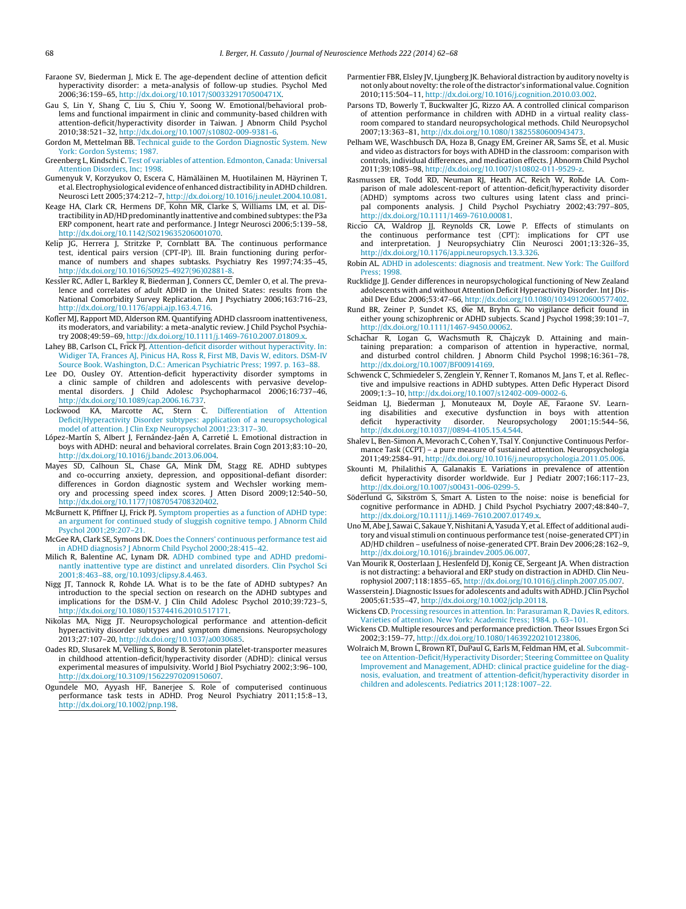Faraone SV, Biederman J, Mick E. The age-dependent decline of attention deficit hyperactivity disorder: a meta-analysis of follow-up studies. Psychol Med 2006;36:159–65, http://dx.doi.org/10.1017/S003329170500471X.

Gau S, Lin Y, Shang C, Liu S, Chiu Y, Soong W. Emotional/behavioral problems and functional impairment in clinic and community-based children with attention-deficit/hyperactivity disorder in Taiwan. J Abnorm Child Psychol 2010;38:521–32, http://dx.doi.org/10.1007/s10802-009-9381-6.

Gordon M, Mettelman BB. Technical guide to the Gordon Diagnostic System. New York: Gordon Systems; 1987.

Greenberg L, Kindschi C. Test of variables of attention. Edmonton, Canada: Universal Attention Disorders, Inc; 1998.

Gumenyuk V, Korzyukov O, Escera C, Hämäläinen M, Huotilainen M, Häyrinen T, et al. Electrophysiological evidence of enhanced distractibility in ADHD children. Neurosci Lett 2005;374:212–7, http://dx.doi.org/10.1016/j.neulet.2004.10.081.

Keage HA, Clark CR, Hermens DF, Kohn MR, Clarke S, Williams LM, et al. Distractibility in AD/HD predominantly inattentive and combined subtypes: the P3a ERP component, heart rate and performance. J Integr Neurosci 2006;5:139–58, http://dx.doi.org/10.1142/S0219635206001070.

Kelip JG, Herrera J, Stritzke P, Cornblatt BA. The continuous performance test, identical pairs version (CPT-IP). III. Brain functioning during performance of numbers and shapes subtasks. Psychiatry Res 1997;74:35–45, http://dx.doi.org/10.1016/S0925-4927(96)02881-8.

Kessler RC, Adler L, Barkley R, Biederman J, Conners CC, Demler O, et al. The prevalence and correlates of adult ADHD in the United States: results from the National Comorbidity Survey Replication. Am J Psychiatry 2006;163:716–23, http://dx.doi.org/10.1176/appi.ajp.163.4.716.

Kofler MJ, Rapport MD, Alderson RM. Quantifying ADHD classroom inattentiveness, its moderators, and variability: a meta-analytic review. J Child Psychol Psychiatry 2008;49:59–69, http://dx.doi.org/10.1111/j.1469-7610.2007.01809.x.

Lahey BB, Carlson CL, Frick PJ. Attention-deficit disorder without hyperactivity. In: Widiger TA, Frances AJ, Pinicus HA, Ross R, First MB, Davis W, editors. DSM-IV Source Book. Washington, D.C.: American Psychiatric Press; 1997. p. 163–88.

Lee DO, Ousley OY. Attention-deficit hyperactivity disorder symptoms in a clinic sample of children and adolescents with pervasive developmental disorders. J Child Adolesc Psychopharmacol 2006;16:737–46, http://dx.doi.org/10.1089/cap.2006.16.737.

Lockwood KA, Marcotte AC, Stern C. Differentiation of Attention Deficit/Hyperactivity Disorder subtypes: application of a neuropsychological model of attention. J Clin Exp Neuropsychol 2001;23:317–30.

López-Martín S, Albert J, Fernández-Jaén A, Carretié L. Emotional distraction in boys with ADHD: neural and behavioral correlates. Brain Cogn 2013;83:10–20, http://dx.doi.org/10.1016/j.bandc.2013.06.004.

Mayes SD, Calhoun SL, Chase GA, Mink DM, Stagg RE. ADHD subtypes and co-occurring anxiety, depression, and oppositional-defiant disorder: differences in Gordon diagnostic system and Wechsler working memory and processing speed index scores. J Atten Disord 2009;12:540–50, http://dx.doi.org/10.1177/1087054708320402.

McBurnett K, Pfiffner LJ, Frick PJ. Symptom properties as a function of ADHD type: an argument for continued study of sluggish cognitive tempo. J Abnorm Child Psychol 2001;29:207–21.

McGee RA, Clark SE, Symons DK. Does the Conners' continuous performance test aid in ADHD diagnosis? J Abnorm Child Psychol 2000;28:415–42.

Milich R, Balentine AC, Lynam DR. ADHD combined type and ADHD predominantly inattentive type are distinct and unrelated disorders. Clin Psychol Sci 2001;8:463–88, org/10.1093/clipsy.8.4.463.

Nigg JT, Tannock R, Rohde LA. What is to be the fate of ADHD subtypes? An introduction to the special section on research on the ADHD subtypes and implications for the DSM-V. J Clin Child Adolesc Psychol 2010;39:723–5, http://dx.doi.org/10.1080/15374416.2010.517171.

Nikolas MA, Nigg JT. Neuropsychological performance and attention-deficit hyperactivity disorder subtypes and symptom dimensions. Neuropsychology 2013;27:107–20, http://dx.doi.org/10.1037/a0030685.

Oades RD, Slusarek M, Velling S, Bondy B. Serotonin platelet-transporter measures in childhood attention-deficit/hyperactivity disorder (ADHD): clinical versus experimental measures of impulsivity. World J Biol Psychiatry 2002;3:96–100, http://dx.doi.org/10.3109/15622970209150607.

Ogundele MO, Ayyash HF, Banerjee S. Role of computerised continuous performance task tests in ADHD. Prog Neurol Psychiatry 2011;15:8–13, http://dx.doi.org/10.1002/pnp.198.

Parmentier FBR, Elsley JV, Ljungberg JK. Behavioral distraction by auditory novelty is not only about novelty: the role of the distractor's informational value. Cognition 2010;115:504–11, http://dx.doi.org/10.1016/j.cognition.2010.03.002.

Parsons TD, Bowerly T, Buckwalter JG, Rizzo AA. A controlled clinical comparison of attention performance in children with ADHD in a virtual reality classroom compared to standard neuropsychological methods. Child Neuropsychol 2007;13:363–81, http://dx.doi.org/10.1080/13825580600943473.

Pelham WE, Waschbusch DA, Hoza B, Gnagy EM, Greiner AR, Sams SE, et al. Music and video as distractors for boys with ADHD in the classroom: comparison with controls, individual differences, and medication effects. J Abnorm Child Psychol 2011;39:1085–98, http://dx.doi.org/10.1007/s10802-011-9529-z.

Rasmussen ER, Todd RD, Neuman RJ, Heath AC, Reich W, Rohde LA. Comparison of male adolescent-report of attention-deficit/hyperactivity disorder (ADHD) symptoms across two cultures using latent class and principal components analysis. J Child Psychol Psychiatry 2002;43:797–805, http://dx.doi.org/10.1111/1469-7610.00081.

Riccio CA, Waldrop JJ, Reynolds CR, Lowe P. Effects of stimulants on the continuous performance test (CPT): implications for CPT use and interpretation. J Neuropsychiatry Clin Neurosci 2001;13:326–35, http://dx.doi.org/10.1176/appi.neuropsych.13.3.326.

Robin AL. ADHD in adolescents: diagnosis and treatment. New York: The Guilford Press; 1998.

Rucklidge JJ. Gender differences in neuropsychological functioning of New Zealand adolescents with and without Attention Deficit Hyperactivity Disorder. Int J Disabil Dev Educ 2006;53:47–66, http://dx.doi.org/10.1080/10349120600577402.

Rund BR, Zeiner P, Sundet KS, Øie M, Bryhn G. No vigilance deficit found in either young schizophrenic or ADHD subjects. Scand J Psychol 1998;39:101–7, http://dx.doi.org/10.1111/1467-9450.00062.

Schachar R, Logan G, Wachsmuth R, Chajczyk D. Attaining and maintaining preparation: a comparison of attention in hyperactive, normal, and disturbed control children. J Abnorm Child Psychol 1998;16:361–78, http://dx.doi.org/10.1007/BF00914169.

Schwenck C, Schmiedeler S, Zenglein Y, Renner T, Romanos M, Jans T, et al. Reflective and impulsive reactions in ADHD subtypes. Atten Defic Hyperact Disord 2009;1:3–10, http://dx.doi.org/10.1007/s12402-009-0002-6.

Seidman LJ, Biederman J, Monuteaux M, Doyle AE, Faraone SV. Learning disabilities and executive dysfunction in boys with attention deficit hyperactivity disorder. Neuropsychology 2001;15:544–56, http://dx.doi.org/10.1037//0894-4105.15.4.544.

Shalev L, Ben-Simon A, Mevorach C, Cohen Y, Tsal Y. Conjunctive Continuous Performance Task (CCPT) – a pure measure of sustained attention. Neuropsychologia 2011;49:2584–91, http://dx.doi.org/10.1016/j.neuropsychologia.2011.05.006.

Skounti M, Philalithis A, Galanakis E. Variations in prevalence of attention deficit hyperactivity disorder worldwide. Eur J Pediatr 2007;166:117–23, http://dx.doi.org/10.1007/s00431-006-0299-5.

Söderlund G, Sikström S, Smart A. Listen to the noise: noise is beneficial for cognitive performance in ADHD. J Child Psychol Psychiatry 2007;48:840–7, http://dx.doi.org/10.1111/j.1469-7610.2007.01749.x.

Uno M, Abe J, Sawai C, Sakaue Y, Nishitani A, Yasuda Y, et al. Effect of additional auditory and visual stimuli on continuous performance test (noise-generated CPT) in AD/HD children – usefulness of noise-generated CPT. Brain Dev 2006;28:162–9, http://dx.doi.org/10.1016/j.braindev.2005.06.007.

Van Mourik R, Oosterlaan J, Heslenfeld DJ, Konig CE, Sergeant JA. When distraction is not distracting: a behavioral and ERP study on distraction in ADHD. Clin Neurophysiol 2007;118:1855–65, http://dx.doi.org/10.1016/j.clinph.2007.05.007.

Wasserstein J. Diagnostic Issues for adolescents and adults with ADHD. J Clin Psychol 2005;61:535–47, http://dx.doi.org/10.1002/jclp.20118.

Wickens CD. Processing resources in attention. In: Parasuraman R, Davies R, editors. Varieties of attention. New York: Academic Press; 1984. p. 63–101.

Wickens CD. Multiple resources and performance prediction. Theor Issues Ergon Sci 2002;3:159–77, http://dx.doi.org/10.1080/14639220210123806.

Wolraich M, Brown L, Brown RT, DuPaul G, Earls M, Feldman HM, et al. Subcommittee on Attention-Deficit/Hyperactivity Disorder; Steering Committee on Quality Improvement and Management, ADHD: clinical practice guideline for the diagnosis, evaluation, and treatment of attention-deficit/hyperactivity disorder in children and adolescents. Pediatrics 2011;128:1007–22.